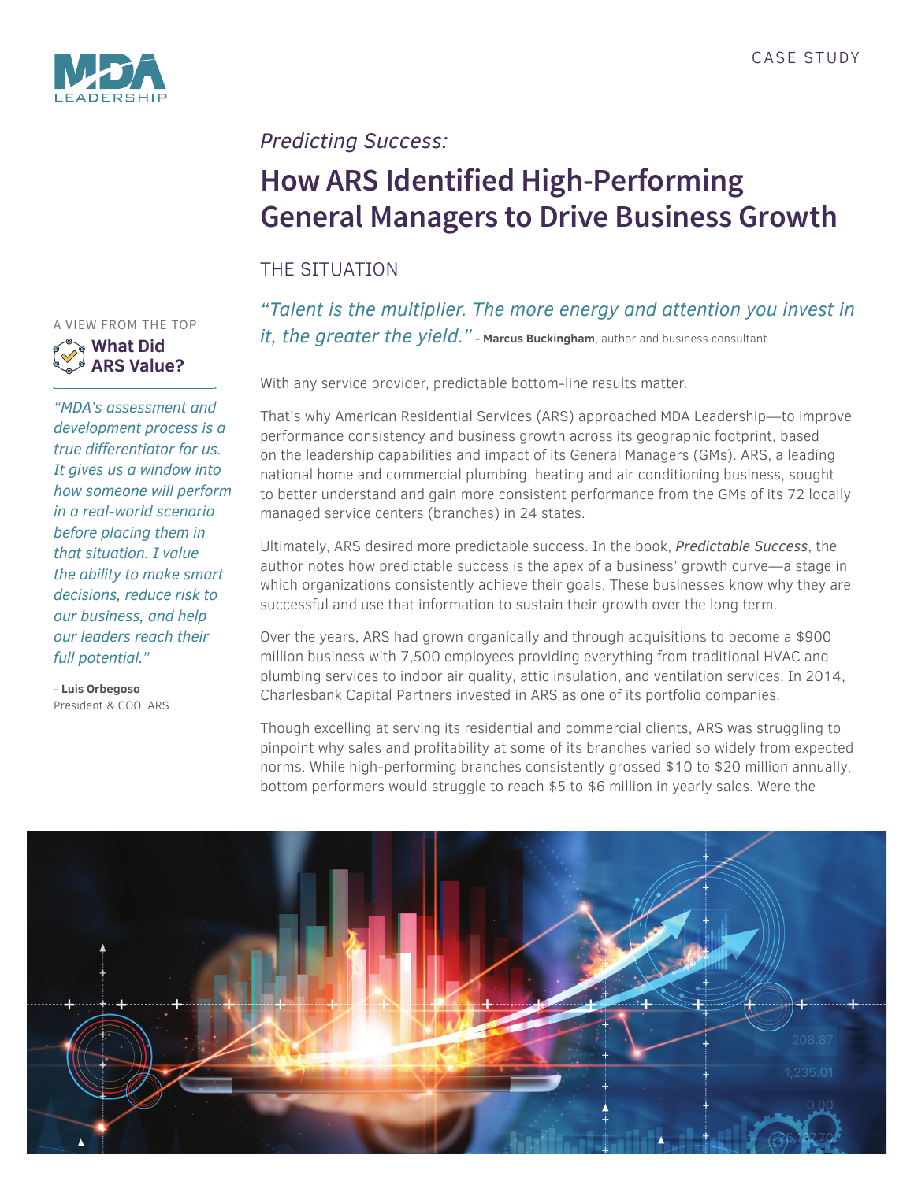CASE STUDY

*Predicting Success:*

# How ARS Identified High-Performing General Managers to Drive Business Growth

## THE SITUATION

*"Talent is the multiplier. The more energy and attention you invest in it, the greater the yield."* - **Marcus Buckingham**, author and business consultant

With any service provider, predictable bottom-line results matter.

That's why American Residential Services (ARS) approached MDA Leadership—to improve performance consistency and business growth across its geographic footprint, based on the leadership capabilities and impact of its General Managers (GMs). ARS, a leading national home and commercial plumbing, heating and air conditioning business, sought to better understand and gain more consistent performance from the GMs of its 72 locally managed service centers (branches) in 24 states.

Ultimately, ARS desired more predictable success. In the book, ***Predictable Success***, the author notes how predictable success is the apex of a business' growth curve—a stage in which organizations consistently achieve their goals. These businesses know why they are successful and use that information to sustain their growth over the long term.

Over the years, ARS had grown organically and through acquisitions to become a $900 million business with 7,500 employees providing everything from traditional HVAC and plumbing services to indoor air quality, attic insulation, and ventilation services. In 2014, Charlesbank Capital Partners invested in ARS as one of its portfolio companies.

Though excelling at serving its residential and commercial clients, ARS was struggling to pinpoint why sales and profitability at some of its branches varied so widely from expected norms. While high-performing branches consistently grossed $10 to $20 million annually, bottom performers would struggle to reach $5 to $6 million in yearly sales. Were the

A VIEW FROM THE TOP

**What Did ARS Value?**

*"MDA's assessment and development process is a true differentiator for us. It gives us a window into how someone will perform in a real-world scenario before placing them in that situation. I value the ability to make smart decisions, reduce risk to our business, and help our leaders reach their full potential."*

– **Luis Orbegoso**
President & COO, ARS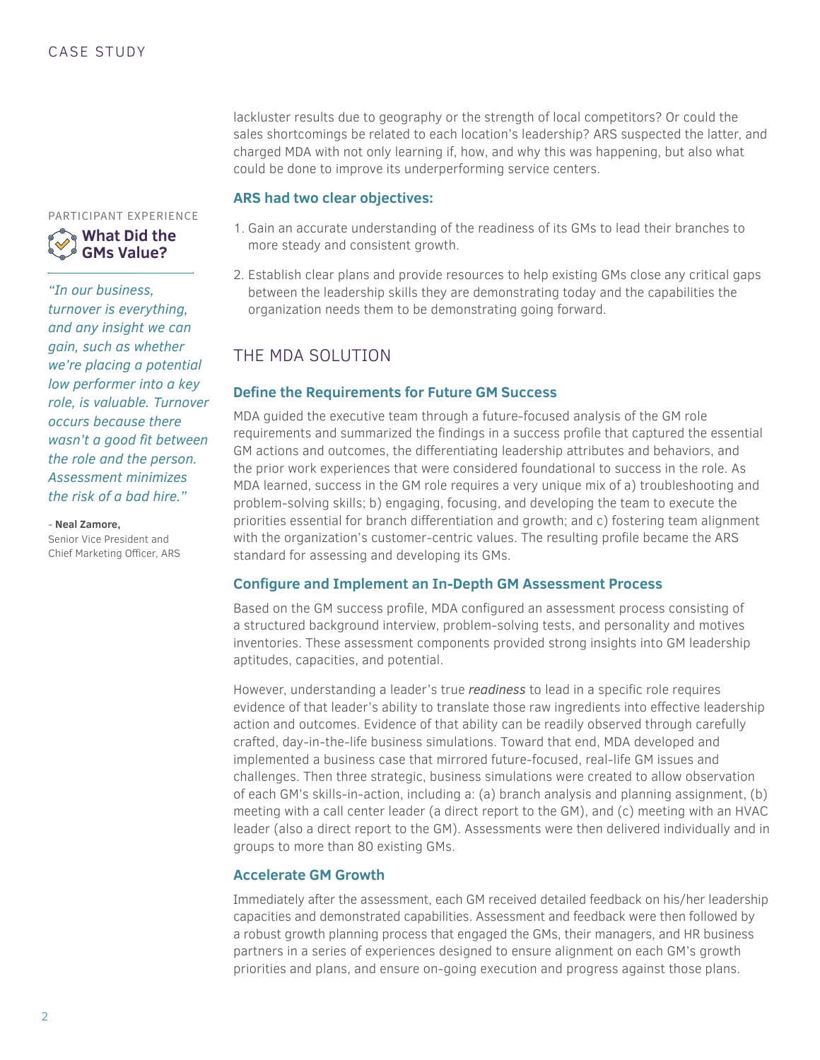lackluster results due to geography or the strength of local competitors? Or could the sales shortcomings be related to each location's leadership? ARS suspected the latter, and charged MDA with not only learning if, how, and why this was happening, but also what could be done to improve its underperforming service centers.

**ARS had two clear objectives:**

1. Gain an accurate understanding of the readiness of its GMs to lead their branches to more steady and consistent growth.
2. Establish clear plans and provide resources to help existing GMs close any critical gaps between the leadership skills they are demonstrating today and the capabilities the organization needs them to be demonstrating going forward.

## THE MDA SOLUTION

### Define the Requirements for Future GM Success

MDA guided the executive team through a future-focused analysis of the GM role requirements and summarized the findings in a success profile that captured the essential GM actions and outcomes, the differentiating leadership attributes and behaviors, and the prior work experiences that were considered foundational to success in the role. As MDA learned, success in the GM role requires a very unique mix of a) troubleshooting and problem-solving skills; b) engaging, focusing, and developing the team to execute the priorities essential for branch differentiation and growth; and c) fostering team alignment with the organization's customer-centric values. The resulting profile became the ARS standard for assessing and developing its GMs.

### Configure and Implement an In-Depth GM Assessment Process

Based on the GM success profile, MDA configured an assessment process consisting of a structured background interview, problem-solving tests, and personality and motives inventories. These assessment components provided strong insights into GM leadership aptitudes, capacities, and potential.

However, understanding a leader's true *readiness* to lead in a specific role requires evidence of that leader's ability to translate those raw ingredients into effective leadership action and outcomes. Evidence of that ability can be readily observed through carefully crafted, day-in-the-life business simulations. Toward that end, MDA developed and implemented a business case that mirrored future-focused, real-life GM issues and challenges. Then three strategic, business simulations were created to allow observation of each GM's skills-in-action, including a: (a) branch analysis and planning assignment, (b) meeting with a call center leader (a direct report to the GM), and (c) meeting with an HVAC leader (also a direct report to the GM). Assessments were then delivered individually and in groups to more than 80 existing GMs.

### Accelerate GM Growth

Immediately after the assessment, each GM received detailed feedback on his/her leadership capacities and demonstrated capabilities. Assessment and feedback were then followed by a robust growth planning process that engaged the GMs, their managers, and HR business partners in a series of experiences designed to ensure alignment on each GM's growth priorities and plans, and ensure on-going execution and progress against those plans.

PARTICIPANT EXPERIENCE

**What Did the GMs Value?**

*"In our business, turnover is everything, and any insight we can gain, such as whether we're placing a potential low performer into a key role, is valuable. Turnover occurs because there wasn't a good fit between the role and the person. Assessment minimizes the risk of a bad hire."*

– **Neal Zamore,**
Senior Vice President and Chief Marketing Officer, ARS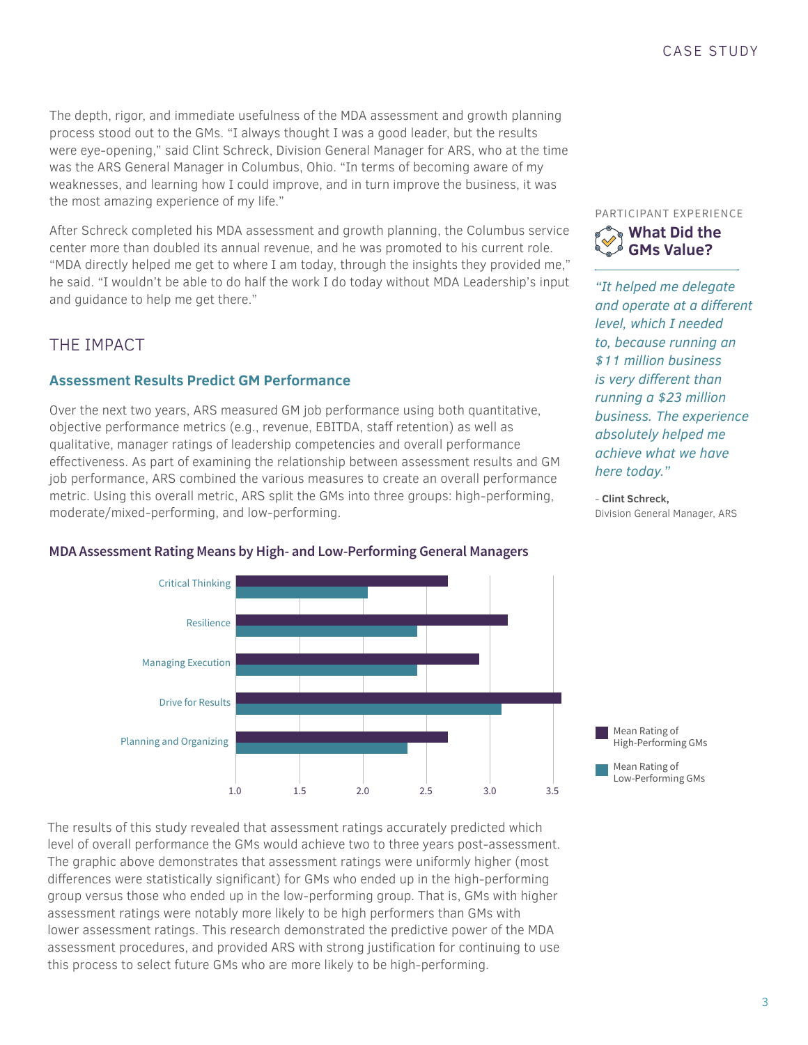The depth, rigor, and immediate usefulness of the MDA assessment and growth planning process stood out to the GMs. "I always thought I was a good leader, but the results were eye-opening," said Clint Schreck, Division General Manager for ARS, who at the time was the ARS General Manager in Columbus, Ohio. "In terms of becoming aware of my weaknesses, and learning how I could improve, and in turn improve the business, it was the most amazing experience of my life."

After Schreck completed his MDA assessment and growth planning, the Columbus service center more than doubled its annual revenue, and he was promoted to his current role. "MDA directly helped me get to where I am today, through the insights they provided me," he said. "I wouldn't be able to do half the work I do today without MDA Leadership's input and guidance to help me get there."

PARTICIPANT EXPERIENCE

**What Did the GMs Value?**

*"It helped me delegate and operate at a different level, which I needed to, because running an $11 million business is very different than running a $23 million business. The experience absolutely helped me achieve what we have here today."*

– **Clint Schreck,**
Division General Manager, ARS

## THE IMPACT

### Assessment Results Predict GM Performance

Over the next two years, ARS measured GM job performance using both quantitative, objective performance metrics (e.g., revenue, EBITDA, staff retention) as well as qualitative, manager ratings of leadership competencies and overall performance effectiveness. As part of examining the relationship between assessment results and GM job performance, ARS combined the various measures to create an overall performance metric. Using this overall metric, ARS split the GMs into three groups: high-performing, moderate/mixed-performing, and low-performing.

**MDA Assessment Rating Means by High- and Low-Performing General Managers**

| Competency | Mean Rating of High-Performing GMs | Mean Rating of Low-Performing GMs |
|---|---|---|
| Critical Thinking | ~2.67 | ~2.04 |
| Resilience | ~3.14 | ~2.43 |
| Managing Execution | ~2.92 | ~2.43 |
| Drive for Results | ~3.56 | ~3.09 |
| Planning and Organizing | ~2.67 | ~2.36 |

The results of this study revealed that assessment ratings accurately predicted which level of overall performance the GMs would achieve two to three years post-assessment. The graphic above demonstrates that assessment ratings were uniformly higher (most differences were statistically significant) for GMs who ended up in the high-performing group versus those who ended up in the low-performing group. That is, GMs with higher assessment ratings were notably more likely to be high performers than GMs with lower assessment ratings. This research demonstrated the predictive power of the MDA assessment procedures, and provided ARS with strong justification for continuing to use this process to select future GMs who are more likely to be high-performing.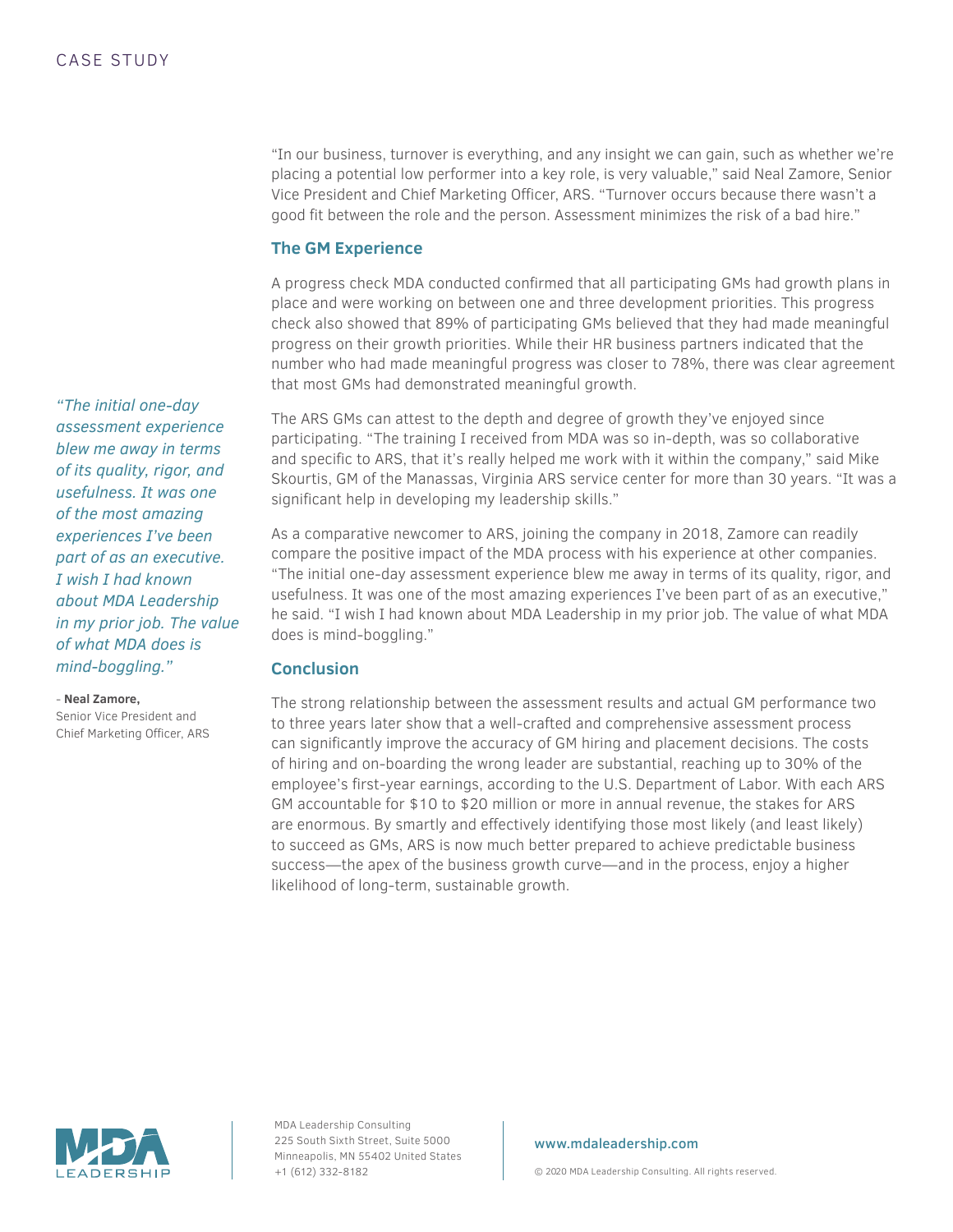"In our business, turnover is everything, and any insight we can gain, such as whether we're placing a potential low performer into a key role, is very valuable," said Neal Zamore, Senior Vice President and Chief Marketing Officer, ARS. "Turnover occurs because there wasn't a good fit between the role and the person. Assessment minimizes the risk of a bad hire."

## The GM Experience

A progress check MDA conducted confirmed that all participating GMs had growth plans in place and were working on between one and three development priorities. This progress check also showed that 89% of participating GMs believed that they had made meaningful progress on their growth priorities. While their HR business partners indicated that the number who had made meaningful progress was closer to 78%, there was clear agreement that most GMs had demonstrated meaningful growth.

The ARS GMs can attest to the depth and degree of growth they've enjoyed since participating. "The training I received from MDA was so in-depth, was so collaborative and specific to ARS, that it's really helped me work with it within the company," said Mike Skourtis, GM of the Manassas, Virginia ARS service center for more than 30 years. "It was a significant help in developing my leadership skills."

As a comparative newcomer to ARS, joining the company in 2018, Zamore can readily compare the positive impact of the MDA process with his experience at other companies. "The initial one-day assessment experience blew me away in terms of its quality, rigor, and usefulness. It was one of the most amazing experiences I've been part of as an executive," he said. "I wish I had known about MDA Leadership in my prior job. The value of what MDA does is mind-boggling."

*"The initial one-day assessment experience blew me away in terms of its quality, rigor, and usefulness. It was one of the most amazing experiences I've been part of as an executive. I wish I had known about MDA Leadership in my prior job. The value of what MDA does is mind-boggling."*

– **Neal Zamore,**
Senior Vice President and Chief Marketing Officer, ARS

## Conclusion

The strong relationship between the assessment results and actual GM performance two to three years later show that a well-crafted and comprehensive assessment process can significantly improve the accuracy of GM hiring and placement decisions. The costs of hiring and on-boarding the wrong leader are substantial, reaching up to 30% of the employee's first-year earnings, according to the U.S. Department of Labor. With each ARS GM accountable for $10 to $20 million or more in annual revenue, the stakes for ARS are enormous. By smartly and effectively identifying those most likely (and least likely) to succeed as GMs, ARS is now much better prepared to achieve predictable business success—the apex of the business growth curve—and in the process, enjoy a higher likelihood of long-term, sustainable growth.

MDA Leadership Consulting
225 South Sixth Street, Suite 5000
Minneapolis, MN 55402 United States
+1 (612) 332-8182

www.mdaleadership.com

© 2020 MDA Leadership Consulting. All rights reserved.